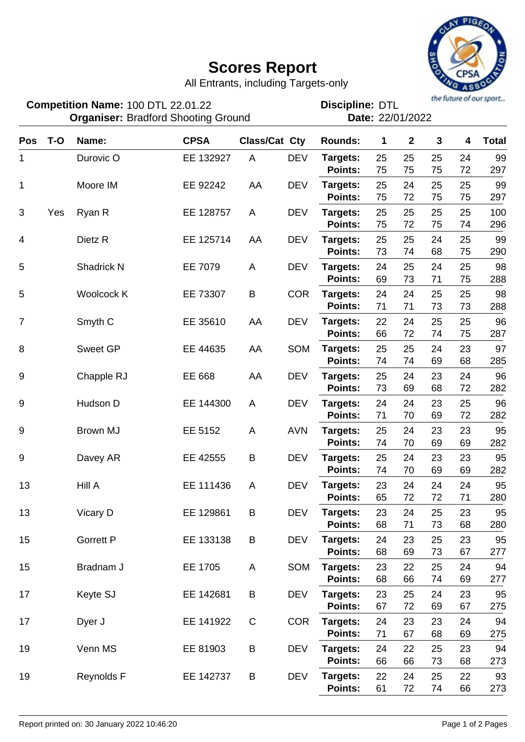# Scores Report

All Entrants, including Targets-only

**Competition Name:** 100 DTL 22.01.22
**Organiser:** Bradford Shooting Ground

**Discipline:** DTL
**Date:** 22/01/2022

| Pos | T-O | Name: | CPSA | Class/Cat | Cty | Rounds: | 1 | 2 | 3 | 4 | Total |
|---|---|---|---|---|---|---|---|---|---|---|---|
| 1 | | Durovic O | EE 132927 | A | DEV | Targets: | 25 | 25 | 25 | 24 | 99 |
| | | | | | | Points: | 75 | 75 | 75 | 72 | 297 |
| 1 | | Moore IM | EE 92242 | AA | DEV | Targets: | 25 | 24 | 25 | 25 | 99 |
| | | | | | | Points: | 75 | 72 | 75 | 75 | 297 |
| 3 | Yes | Ryan R | EE 128757 | A | DEV | Targets: | 25 | 25 | 25 | 25 | 100 |
| | | | | | | Points: | 75 | 72 | 75 | 74 | 296 |
| 4 | | Dietz R | EE 125714 | AA | DEV | Targets: | 25 | 25 | 24 | 25 | 99 |
| | | | | | | Points: | 73 | 74 | 68 | 75 | 290 |
| 5 | | Shadrick N | EE 7079 | A | DEV | Targets: | 24 | 25 | 24 | 25 | 98 |
| | | | | | | Points: | 69 | 73 | 71 | 75 | 288 |
| 5 | | Woolcock K | EE 73307 | B | COR | Targets: | 24 | 24 | 25 | 25 | 98 |
| | | | | | | Points: | 71 | 71 | 73 | 73 | 288 |
| 7 | | Smyth C | EE 35610 | AA | DEV | Targets: | 22 | 24 | 25 | 25 | 96 |
| | | | | | | Points: | 66 | 72 | 74 | 75 | 287 |
| 8 | | Sweet GP | EE 44635 | AA | SOM | Targets: | 25 | 25 | 24 | 23 | 97 |
| | | | | | | Points: | 74 | 74 | 69 | 68 | 285 |
| 9 | | Chapple RJ | EE 668 | AA | DEV | Targets: | 25 | 24 | 23 | 24 | 96 |
| | | | | | | Points: | 73 | 69 | 68 | 72 | 282 |
| 9 | | Hudson D | EE 144300 | A | DEV | Targets: | 24 | 24 | 23 | 25 | 96 |
| | | | | | | Points: | 71 | 70 | 69 | 72 | 282 |
| 9 | | Brown MJ | EE 5152 | A | AVN | Targets: | 25 | 24 | 23 | 23 | 95 |
| | | | | | | Points: | 74 | 70 | 69 | 69 | 282 |
| 9 | | Davey AR | EE 42555 | B | DEV | Targets: | 25 | 24 | 23 | 23 | 95 |
| | | | | | | Points: | 74 | 70 | 69 | 69 | 282 |
| 13 | | Hill A | EE 111436 | A | DEV | Targets: | 23 | 24 | 24 | 24 | 95 |
| | | | | | | Points: | 65 | 72 | 72 | 71 | 280 |
| 13 | | Vicary D | EE 129861 | B | DEV | Targets: | 23 | 24 | 25 | 23 | 95 |
| | | | | | | Points: | 68 | 71 | 73 | 68 | 280 |
| 15 | | Gorrett P | EE 133138 | B | DEV | Targets: | 24 | 23 | 25 | 23 | 95 |
| | | | | | | Points: | 68 | 69 | 73 | 67 | 277 |
| 15 | | Bradnam J | EE 1705 | A | SOM | Targets: | 23 | 22 | 25 | 24 | 94 |
| | | | | | | Points: | 68 | 66 | 74 | 69 | 277 |
| 17 | | Keyte SJ | EE 142681 | B | DEV | Targets: | 23 | 25 | 24 | 23 | 95 |
| | | | | | | Points: | 67 | 72 | 69 | 67 | 275 |
| 17 | | Dyer J | EE 141922 | C | COR | Targets: | 24 | 23 | 23 | 24 | 94 |
| | | | | | | Points: | 71 | 67 | 68 | 69 | 275 |
| 19 | | Venn MS | EE 81903 | B | DEV | Targets: | 24 | 22 | 25 | 23 | 94 |
| | | | | | | Points: | 66 | 66 | 73 | 68 | 273 |
| 19 | | Reynolds F | EE 142737 | B | DEV | Targets: | 22 | 24 | 25 | 22 | 93 |
| | | | | | | Points: | 61 | 72 | 74 | 66 | 273 |

Report printed on: 30 January 2022 10:46:20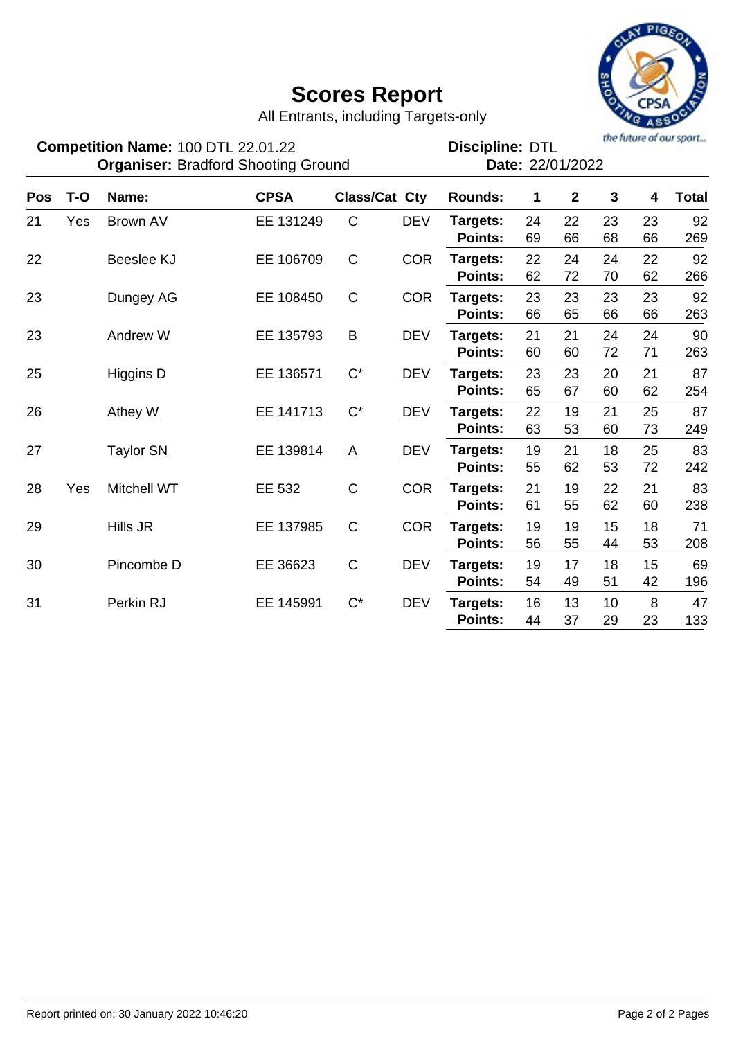# Scores Report

All Entrants, including Targets-only

**Competition Name:** 100 DTL 22.01.22
**Organiser:** Bradford Shooting Ground
**Discipline:** DTL
**Date:** 22/01/2022

| Pos | T-O | Name: | CPSA | Class/Cat | Cty | Rounds: | 1 | 2 | 3 | 4 | Total |
|---|---|---|---|---|---|---|---|---|---|---|---|
| 21 | Yes | Brown AV | EE 131249 | C | DEV | **Targets:** | 24 | 22 | 23 | 23 | 92 |
| | | | | | | **Points:** | 69 | 66 | 68 | 66 | 269 |
| 22 | | Beeslee KJ | EE 106709 | C | COR | **Targets:** | 22 | 24 | 24 | 22 | 92 |
| | | | | | | **Points:** | 62 | 72 | 70 | 62 | 266 |
| 23 | | Dungey AG | EE 108450 | C | COR | **Targets:** | 23 | 23 | 23 | 23 | 92 |
| | | | | | | **Points:** | 66 | 65 | 66 | 66 | 263 |
| 23 | | Andrew W | EE 135793 | B | DEV | **Targets:** | 21 | 21 | 24 | 24 | 90 |
| | | | | | | **Points:** | 60 | 60 | 72 | 71 | 263 |
| 25 | | Higgins D | EE 136571 | C* | DEV | **Targets:** | 23 | 23 | 20 | 21 | 87 |
| | | | | | | **Points:** | 65 | 67 | 60 | 62 | 254 |
| 26 | | Athey W | EE 141713 | C* | DEV | **Targets:** | 22 | 19 | 21 | 25 | 87 |
| | | | | | | **Points:** | 63 | 53 | 60 | 73 | 249 |
| 27 | | Taylor SN | EE 139814 | A | DEV | **Targets:** | 19 | 21 | 18 | 25 | 83 |
| | | | | | | **Points:** | 55 | 62 | 53 | 72 | 242 |
| 28 | Yes | Mitchell WT | EE 532 | C | COR | **Targets:** | 21 | 19 | 22 | 21 | 83 |
| | | | | | | **Points:** | 61 | 55 | 62 | 60 | 238 |
| 29 | | Hills JR | EE 137985 | C | COR | **Targets:** | 19 | 19 | 15 | 18 | 71 |
| | | | | | | **Points:** | 56 | 55 | 44 | 53 | 208 |
| 30 | | Pincombe D | EE 36623 | C | DEV | **Targets:** | 19 | 17 | 18 | 15 | 69 |
| | | | | | | **Points:** | 54 | 49 | 51 | 42 | 196 |
| 31 | | Perkin RJ | EE 145991 | C* | DEV | **Targets:** | 16 | 13 | 10 | 8 | 47 |
| | | | | | | **Points:** | 44 | 37 | 29 | 23 | 133 |

Report printed on: 30 January 2022 10:46:20